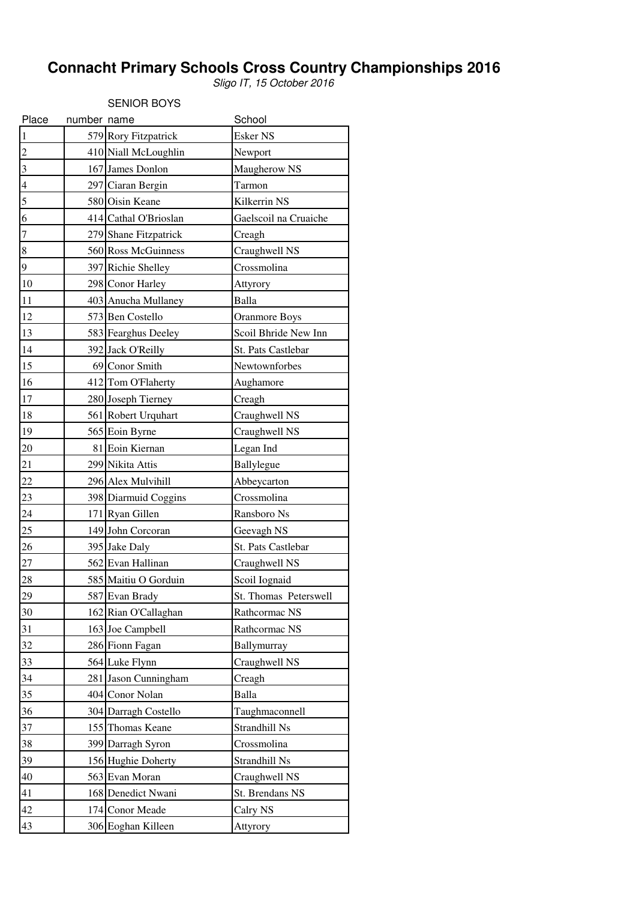# Connacht Primary Schools Cross Country Championships 2016

*Sligo IT, 15 October 2016*

SENIOR BOYS

| Place | number | name | School |
|---|---|---|---|
| 1 | 579 | Rory Fitzpatrick | Esker NS |
| 2 | 410 | Niall McLoughlin | Newport |
| 3 | 167 | James Donlon | Maugherow NS |
| 4 | 297 | Ciaran Bergin | Tarmon |
| 5 | 580 | Oisin Keane | Kilkerrin NS |
| 6 | 414 | Cathal O'Brioslan | Gaelscoil na Cruaiche |
| 7 | 279 | Shane Fitzpatrick | Creagh |
| 8 | 560 | Ross McGuinness | Craughwell NS |
| 9 | 397 | Richie Shelley | Crossmolina |
| 10 | 298 | Conor Harley | Attyrory |
| 11 | 403 | Anucha Mullaney | Balla |
| 12 | 573 | Ben Costello | Oranmore Boys |
| 13 | 583 | Fearghus Deeley | Scoil Bhride New Inn |
| 14 | 392 | Jack O'Reilly | St. Pats Castlebar |
| 15 | 69 | Conor Smith | Newtownforbes |
| 16 | 412 | Tom O'Flaherty | Aughamore |
| 17 | 280 | Joseph Tierney | Creagh |
| 18 | 561 | Robert Urquhart | Craughwell NS |
| 19 | 565 | Eoin Byrne | Craughwell NS |
| 20 | 81 | Eoin Kiernan | Legan Ind |
| 21 | 299 | Nikita Attis | Ballylegue |
| 22 | 296 | Alex Mulvihill | Abbeycarton |
| 23 | 398 | Diarmuid Coggins | Crossmolina |
| 24 | 171 | Ryan Gillen | Ransboro Ns |
| 25 | 149 | John Corcoran | Geevagh NS |
| 26 | 395 | Jake Daly | St. Pats Castlebar |
| 27 | 562 | Evan Hallinan | Craughwell NS |
| 28 | 585 | Maitiu O Gorduin | Scoil Iognaid |
| 29 | 587 | Evan Brady | St. Thomas Peterswell |
| 30 | 162 | Rian O'Callaghan | Rathcormac NS |
| 31 | 163 | Joe Campbell | Rathcormac NS |
| 32 | 286 | Fionn Fagan | Ballymurray |
| 33 | 564 | Luke Flynn | Craughwell NS |
| 34 | 281 | Jason Cunningham | Creagh |
| 35 | 404 | Conor Nolan | Balla |
| 36 | 304 | Darragh Costello | Taughmaconnell |
| 37 | 155 | Thomas Keane | Strandhill Ns |
| 38 | 399 | Darragh Syron | Crossmolina |
| 39 | 156 | Hughie Doherty | Strandhill Ns |
| 40 | 563 | Evan Moran | Craughwell NS |
| 41 | 168 | Denedict Nwani | St. Brendans NS |
| 42 | 174 | Conor Meade | Calry NS |
| 43 | 306 | Eoghan Killeen | Attyrory |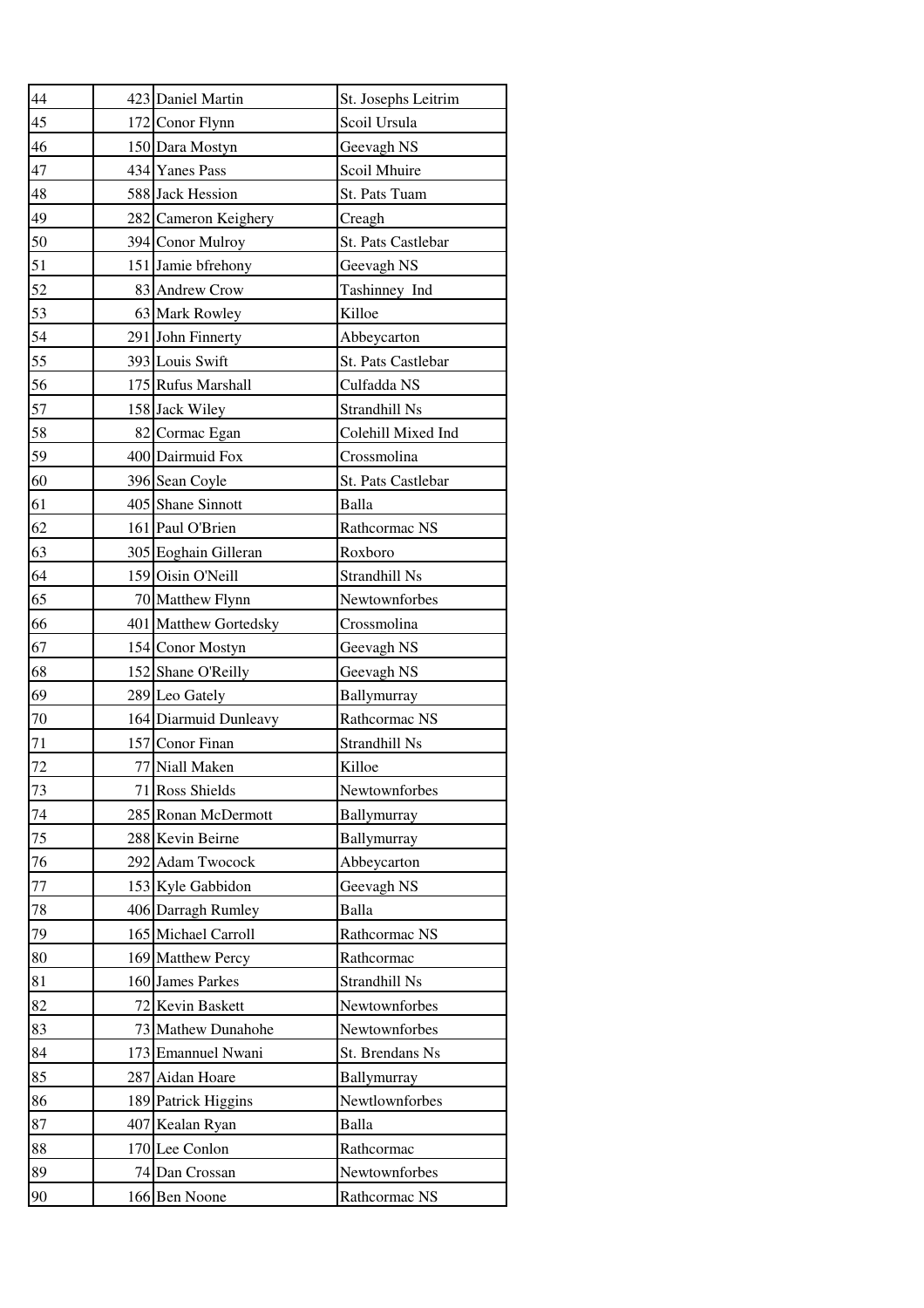| | | | |
|---|---|---|---|
| 44 | 423 | Daniel Martin | St. Josephs Leitrim |
| 45 | 172 | Conor Flynn | Scoil Ursula |
| 46 | 150 | Dara Mostyn | Geevagh NS |
| 47 | 434 | Yanes Pass | Scoil Mhuire |
| 48 | 588 | Jack Hession | St. Pats Tuam |
| 49 | 282 | Cameron Keighery | Creagh |
| 50 | 394 | Conor Mulroy | St. Pats Castlebar |
| 51 | 151 | Jamie bfrehony | Geevagh NS |
| 52 | 83 | Andrew Crow | Tashinney Ind |
| 53 | 63 | Mark Rowley | Killoe |
| 54 | 291 | John Finnerty | Abbeycarton |
| 55 | 393 | Louis Swift | St. Pats Castlebar |
| 56 | 175 | Rufus Marshall | Culfadda NS |
| 57 | 158 | Jack Wiley | Strandhill Ns |
| 58 | 82 | Cormac Egan | Colehill Mixed Ind |
| 59 | 400 | Dairmuid Fox | Crossmolina |
| 60 | 396 | Sean Coyle | St. Pats Castlebar |
| 61 | 405 | Shane Sinnott | Balla |
| 62 | 161 | Paul O'Brien | Rathcormac NS |
| 63 | 305 | Eoghain Gilleran | Roxboro |
| 64 | 159 | Oisin O'Neill | Strandhill Ns |
| 65 | 70 | Matthew Flynn | Newtownforbes |
| 66 | 401 | Matthew Gortedsky | Crossmolina |
| 67 | 154 | Conor Mostyn | Geevagh NS |
| 68 | 152 | Shane O'Reilly | Geevagh NS |
| 69 | 289 | Leo Gately | Ballymurray |
| 70 | 164 | Diarmuid Dunleavy | Rathcormac NS |
| 71 | 157 | Conor Finan | Strandhill Ns |
| 72 | 77 | Niall Maken | Killoe |
| 73 | 71 | Ross Shields | Newtownforbes |
| 74 | 285 | Ronan McDermott | Ballymurray |
| 75 | 288 | Kevin Beirne | Ballymurray |
| 76 | 292 | Adam Twocock | Abbeycarton |
| 77 | 153 | Kyle Gabbidon | Geevagh NS |
| 78 | 406 | Darragh Rumley | Balla |
| 79 | 165 | Michael Carroll | Rathcormac NS |
| 80 | 169 | Matthew Percy | Rathcormac |
| 81 | 160 | James Parkes | Strandhill Ns |
| 82 | 72 | Kevin Baskett | Newtownforbes |
| 83 | 73 | Mathew Dunahohe | Newtownforbes |
| 84 | 173 | Emannuel Nwani | St. Brendans Ns |
| 85 | 287 | Aidan Hoare | Ballymurray |
| 86 | 189 | Patrick Higgins | Newtlownforbes |
| 87 | 407 | Kealan Ryan | Balla |
| 88 | 170 | Lee Conlon | Rathcormac |
| 89 | 74 | Dan Crossan | Newtownforbes |
| 90 | 166 | Ben Noone | Rathcormac NS |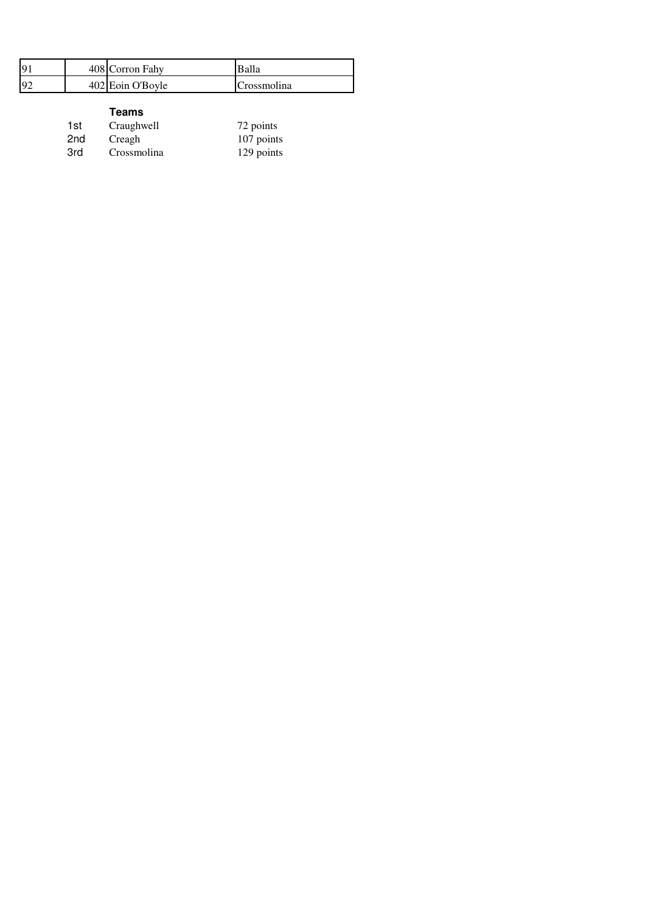| | | | |
|---|---|---|---|
| 91 | 408 | Corron Fahy | Balla |
| 92 | 402 | Eoin O'Boyle | Crossmolina |

**Teams**

| | | |
|---|---|---|
| 1st | Craughwell | 72 points |
| 2nd | Creagh | 107 points |
| 3rd | Crossmolina | 129 points |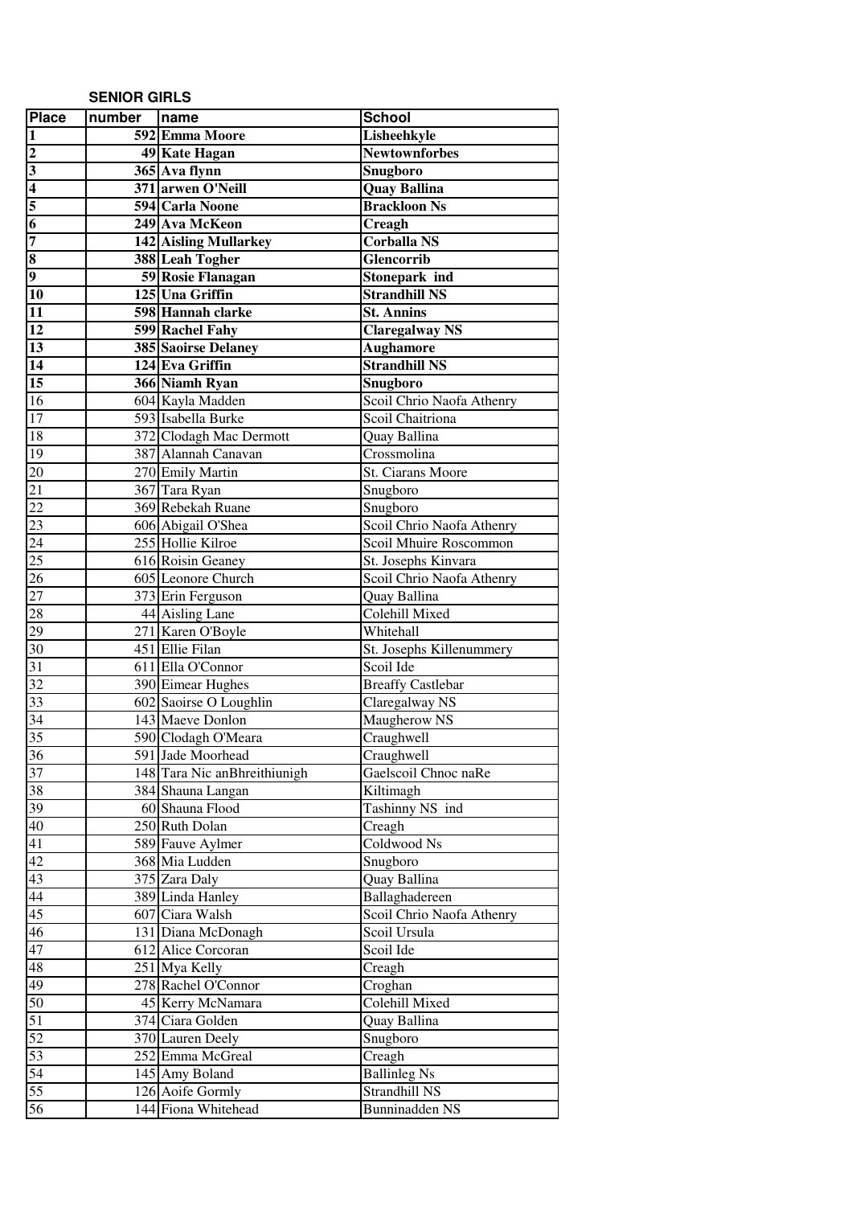**SENIOR GIRLS**

| Place | number | name | School |
|---|---|---|---|
| **1** | **592** | **Emma Moore** | **Lisheehkyle** |
| **2** | **49** | **Kate Hagan** | **Newtownforbes** |
| **3** | **365** | **Ava flynn** | **Snugboro** |
| **4** | **371** | **arwen O'Neill** | **Quay Ballina** |
| **5** | **594** | **Carla Noone** | **Brackloon Ns** |
| **6** | **249** | **Ava McKeon** | **Creagh** |
| **7** | **142** | **Aisling Mullarkey** | **Corballa NS** |
| **8** | **388** | **Leah Togher** | **Glencorrib** |
| **9** | **59** | **Rosie Flanagan** | **Stonepark ind** |
| **10** | **125** | **Una Griffin** | **Strandhill NS** |
| **11** | **598** | **Hannah clarke** | **St. Annins** |
| **12** | **599** | **Rachel Fahy** | **Claregalway NS** |
| **13** | **385** | **Saoirse Delaney** | **Aughamore** |
| **14** | **124** | **Eva Griffin** | **Strandhill NS** |
| **15** | **366** | **Niamh Ryan** | **Snugboro** |
| 16 | 604 | Kayla Madden | Scoil Chrio Naofa Athenry |
| 17 | 593 | Isabella Burke | Scoil Chaitriona |
| 18 | 372 | Clodagh Mac Dermott | Quay Ballina |
| 19 | 387 | Alannah Canavan | Crossmolina |
| 20 | 270 | Emily Martin | St. Ciarans Moore |
| 21 | 367 | Tara Ryan | Snugboro |
| 22 | 369 | Rebekah Ruane | Snugboro |
| 23 | 606 | Abigail O'Shea | Scoil Chrio Naofa Athenry |
| 24 | 255 | Hollie Kilroe | Scoil Mhuire Roscommon |
| 25 | 616 | Roisin Geaney | St. Josephs Kinvara |
| 26 | 605 | Leonore Church | Scoil Chrio Naofa Athenry |
| 27 | 373 | Erin Ferguson | Quay Ballina |
| 28 | 44 | Aisling Lane | Colehill Mixed |
| 29 | 271 | Karen O'Boyle | Whitehall |
| 30 | 451 | Ellie Filan | St. Josephs Killenummery |
| 31 | 611 | Ella O'Connor | Scoil Ide |
| 32 | 390 | Eimear Hughes | Breaffy Castlebar |
| 33 | 602 | Saoirse O Loughlin | Claregalway NS |
| 34 | 143 | Maeve Donlon | Maugherow NS |
| 35 | 590 | Clodagh O'Meara | Craughwell |
| 36 | 591 | Jade Moorhead | Craughwell |
| 37 | 148 | Tara Nic anBhreithiunigh | Gaelscoil Chnoc naRe |
| 38 | 384 | Shauna Langan | Kiltimagh |
| 39 | 60 | Shauna Flood | Tashinny NS ind |
| 40 | 250 | Ruth Dolan | Creagh |
| 41 | 589 | Fauve Aylmer | Coldwood Ns |
| 42 | 368 | Mia Ludden | Snugboro |
| 43 | 375 | Zara Daly | Quay Ballina |
| 44 | 389 | Linda Hanley | Ballaghadereen |
| 45 | 607 | Ciara Walsh | Scoil Chrio Naofa Athenry |
| 46 | 131 | Diana McDonagh | Scoil Ursula |
| 47 | 612 | Alice Corcoran | Scoil Ide |
| 48 | 251 | Mya Kelly | Creagh |
| 49 | 278 | Rachel O'Connor | Croghan |
| 50 | 45 | Kerry McNamara | Colehill Mixed |
| 51 | 374 | Ciara Golden | Quay Ballina |
| 52 | 370 | Lauren Deely | Snugboro |
| 53 | 252 | Emma McGreal | Creagh |
| 54 | 145 | Amy Boland | Ballinleg Ns |
| 55 | 126 | Aoife Gormly | Strandhill NS |
| 56 | 144 | Fiona Whitehead | Bunninadden NS |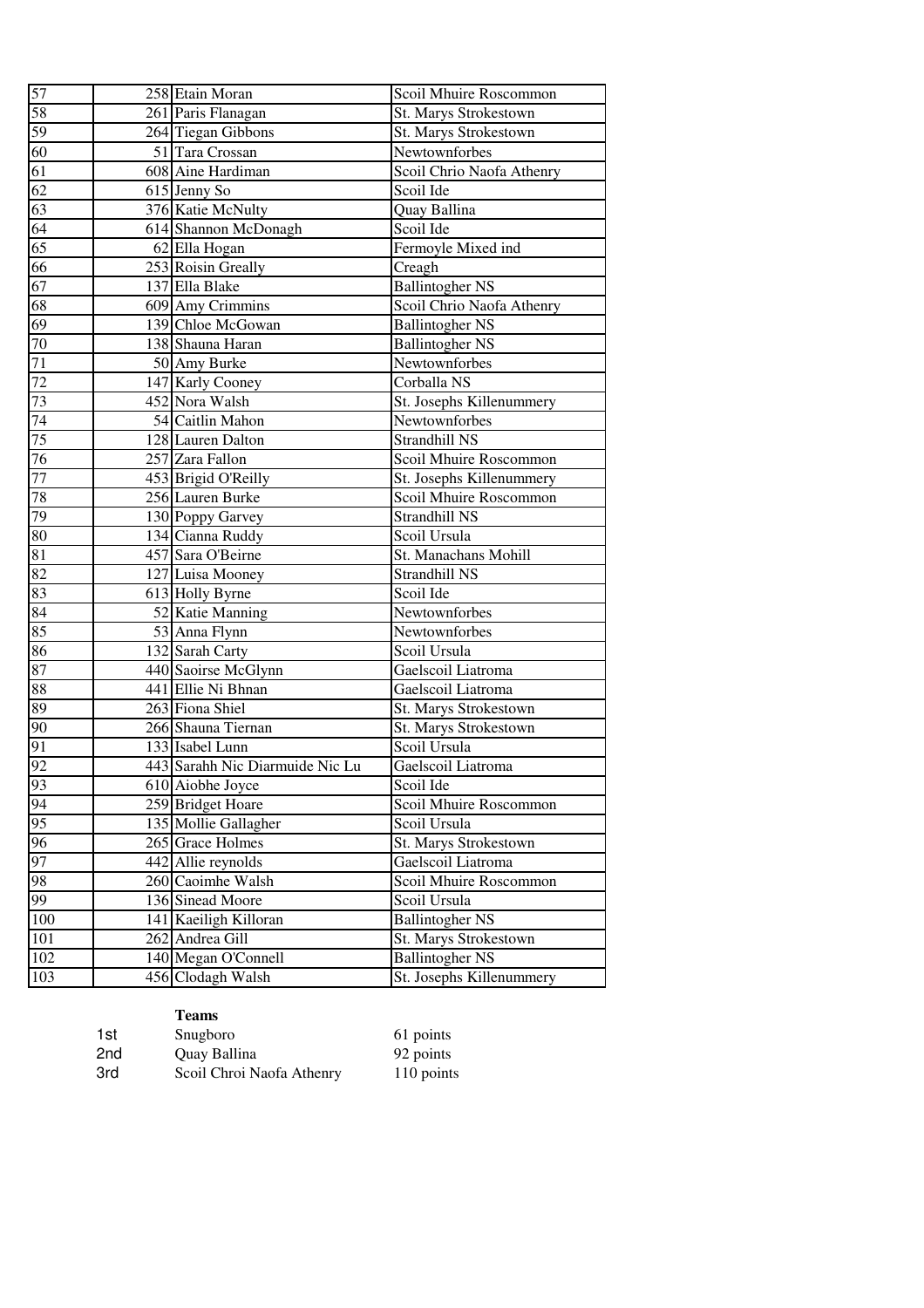| | | | |
|---|---|---|---|
| 57 | 258 | Etain Moran | Scoil Mhuire Roscommon |
| 58 | 261 | Paris Flanagan | St. Marys Strokestown |
| 59 | 264 | Tiegan Gibbons | St. Marys Strokestown |
| 60 | 51 | Tara Crossan | Newtownforbes |
| 61 | 608 | Aine Hardiman | Scoil Chrio Naofa Athenry |
| 62 | 615 | Jenny So | Scoil Ide |
| 63 | 376 | Katie McNulty | Quay Ballina |
| 64 | 614 | Shannon McDonagh | Scoil Ide |
| 65 | 62 | Ella Hogan | Fermoyle Mixed ind |
| 66 | 253 | Roisin Greally | Creagh |
| 67 | 137 | Ella Blake | Ballintogher NS |
| 68 | 609 | Amy Crimmins | Scoil Chrio Naofa Athenry |
| 69 | 139 | Chloe McGowan | Ballintogher NS |
| 70 | 138 | Shauna Haran | Ballintogher NS |
| 71 | 50 | Amy Burke | Newtownforbes |
| 72 | 147 | Karly Cooney | Corballa NS |
| 73 | 452 | Nora Walsh | St. Josephs Killenummery |
| 74 | 54 | Caitlin Mahon | Newtownforbes |
| 75 | 128 | Lauren Dalton | Strandhill NS |
| 76 | 257 | Zara Fallon | Scoil Mhuire Roscommon |
| 77 | 453 | Brigid O'Reilly | St. Josephs Killenummery |
| 78 | 256 | Lauren Burke | Scoil Mhuire Roscommon |
| 79 | 130 | Poppy Garvey | Strandhill NS |
| 80 | 134 | Cianna Ruddy | Scoil Ursula |
| 81 | 457 | Sara O'Beirne | St. Manachans Mohill |
| 82 | 127 | Luisa Mooney | Strandhill NS |
| 83 | 613 | Holly Byrne | Scoil Ide |
| 84 | 52 | Katie Manning | Newtownforbes |
| 85 | 53 | Anna Flynn | Newtownforbes |
| 86 | 132 | Sarah Carty | Scoil Ursula |
| 87 | 440 | Saoirse McGlynn | Gaelscoil Liatroma |
| 88 | 441 | Ellie Ni Bhnan | Gaelscoil Liatroma |
| 89 | 263 | Fiona Shiel | St. Marys Strokestown |
| 90 | 266 | Shauna Tiernan | St. Marys Strokestown |
| 91 | 133 | Isabel Lunn | Scoil Ursula |
| 92 | 443 | Sarahh Nic Diarmuide Nic Lu | Gaelscoil Liatroma |
| 93 | 610 | Aiobhe Joyce | Scoil Ide |
| 94 | 259 | Bridget Hoare | Scoil Mhuire Roscommon |
| 95 | 135 | Mollie Gallagher | Scoil Ursula |
| 96 | 265 | Grace Holmes | St. Marys Strokestown |
| 97 | 442 | Allie reynolds | Gaelscoil Liatroma |
| 98 | 260 | Caoimhe Walsh | Scoil Mhuire Roscommon |
| 99 | 136 | Sinead Moore | Scoil Ursula |
| 100 | 141 | Kaeiligh Killoran | Ballintogher NS |
| 101 | 262 | Andrea Gill | St. Marys Strokestown |
| 102 | 140 | Megan O'Connell | Ballintogher NS |
| 103 | 456 | Clodagh Walsh | St. Josephs Killenummery |

**Teams**

| | | |
|---|---|---|
| 1st | Snugboro | 61 points |
| 2nd | Quay Ballina | 92 points |
| 3rd | Scoil Chroi Naofa Athenry | 110 points |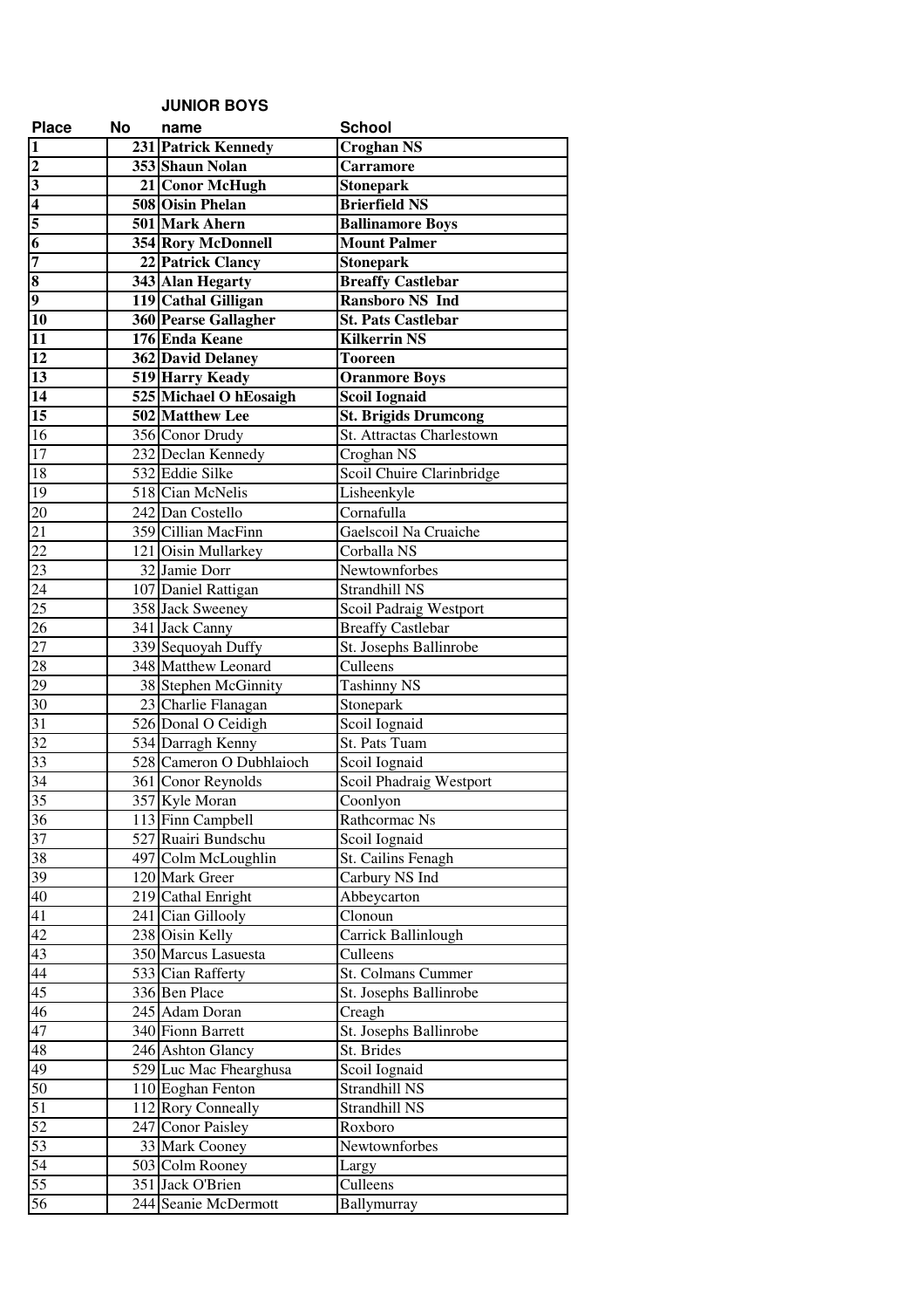**JUNIOR BOYS**

| Place | No | name | School |
|---|---|---|---|
| **1** | **231** | **Patrick Kennedy** | **Croghan NS** |
| **2** | **353** | **Shaun Nolan** | **Carramore** |
| **3** | **21** | **Conor McHugh** | **Stonepark** |
| **4** | **508** | **Oisin Phelan** | **Brierfield NS** |
| **5** | **501** | **Mark Ahern** | **Ballinamore Boys** |
| **6** | **354** | **Rory McDonnell** | **Mount Palmer** |
| **7** | **22** | **Patrick Clancy** | **Stonepark** |
| **8** | **343** | **Alan Hegarty** | **Breaffy Castlebar** |
| **9** | **119** | **Cathal Gilligan** | **Ransboro NS Ind** |
| **10** | **360** | **Pearse Gallagher** | **St. Pats Castlebar** |
| **11** | **176** | **Enda Keane** | **Kilkerrin NS** |
| **12** | **362** | **David Delaney** | **Tooreen** |
| **13** | **519** | **Harry Keady** | **Oranmore Boys** |
| **14** | **525** | **Michael O hEosaigh** | **Scoil Iognaid** |
| **15** | **502** | **Matthew Lee** | **St. Brigids Drumcong** |
| 16 | 356 | Conor Drudy | St. Attractas Charlestown |
| 17 | 232 | Declan Kennedy | Croghan NS |
| 18 | 532 | Eddie Silke | Scoil Chuire Clarinbridge |
| 19 | 518 | Cian McNelis | Lisheenkyle |
| 20 | 242 | Dan Costello | Cornafulla |
| 21 | 359 | Cillian MacFinn | Gaelscoil Na Cruaiche |
| 22 | 121 | Oisin Mullarkey | Corballa NS |
| 23 | 32 | Jamie Dorr | Newtownforbes |
| 24 | 107 | Daniel Rattigan | Strandhill NS |
| 25 | 358 | Jack Sweeney | Scoil Padraig Westport |
| 26 | 341 | Jack Canny | Breaffy Castlebar |
| 27 | 339 | Sequoyah Duffy | St. Josephs Ballinrobe |
| 28 | 348 | Matthew Leonard | Culleens |
| 29 | 38 | Stephen McGinnity | Tashinny NS |
| 30 | 23 | Charlie Flanagan | Stonepark |
| 31 | 526 | Donal O Ceidigh | Scoil Iognaid |
| 32 | 534 | Darragh Kenny | St. Pats Tuam |
| 33 | 528 | Cameron O Dubhlaioch | Scoil Iognaid |
| 34 | 361 | Conor Reynolds | Scoil Phadraig Westport |
| 35 | 357 | Kyle Moran | Coonlyon |
| 36 | 113 | Finn Campbell | Rathcormac Ns |
| 37 | 527 | Ruairi Bundschu | Scoil Iognaid |
| 38 | 497 | Colm McLoughlin | St. Cailins Fenagh |
| 39 | 120 | Mark Greer | Carbury NS Ind |
| 40 | 219 | Cathal Enright | Abbeycarton |
| 41 | 241 | Cian Gillooly | Clonoun |
| 42 | 238 | Oisin Kelly | Carrick Ballinlough |
| 43 | 350 | Marcus Lasuesta | Culleens |
| 44 | 533 | Cian Rafferty | St. Colmans Cummer |
| 45 | 336 | Ben Place | St. Josephs Ballinrobe |
| 46 | 245 | Adam Doran | Creagh |
| 47 | 340 | Fionn Barrett | St. Josephs Ballinrobe |
| 48 | 246 | Ashton Glancy | St. Brides |
| 49 | 529 | Luc Mac Fhearghusa | Scoil Iognaid |
| 50 | 110 | Eoghan Fenton | Strandhill NS |
| 51 | 112 | Rory Conneally | Strandhill NS |
| 52 | 247 | Conor Paisley | Roxboro |
| 53 | 33 | Mark Cooney | Newtownforbes |
| 54 | 503 | Colm Rooney | Largy |
| 55 | 351 | Jack O'Brien | Culleens |
| 56 | 244 | Seanie McDermott | Ballymurray |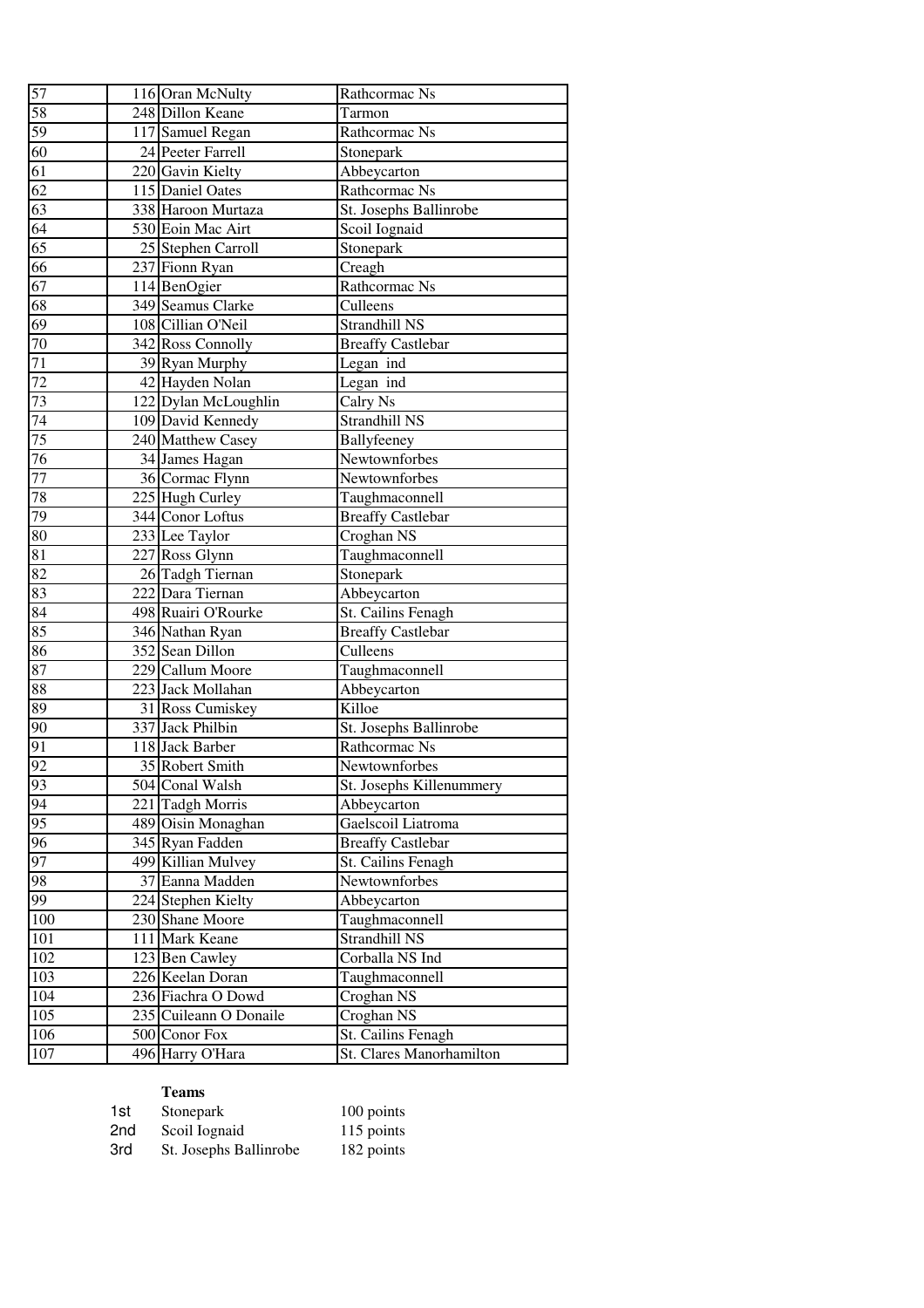| | | | |
|---|---|---|---|
| 57 | 116 | Oran McNulty | Rathcormac Ns |
| 58 | 248 | Dillon Keane | Tarmon |
| 59 | 117 | Samuel Regan | Rathcormac Ns |
| 60 | 24 | Peeter Farrell | Stonepark |
| 61 | 220 | Gavin Kielty | Abbeycarton |
| 62 | 115 | Daniel Oates | Rathcormac Ns |
| 63 | 338 | Haroon Murtaza | St. Josephs Ballinrobe |
| 64 | 530 | Eoin Mac Airt | Scoil Iognaid |
| 65 | 25 | Stephen Carroll | Stonepark |
| 66 | 237 | Fionn Ryan | Creagh |
| 67 | 114 | BenOgier | Rathcormac Ns |
| 68 | 349 | Seamus Clarke | Culleens |
| 69 | 108 | Cillian O'Neil | Strandhill NS |
| 70 | 342 | Ross Connolly | Breaffy Castlebar |
| 71 | 39 | Ryan Murphy | Legan ind |
| 72 | 42 | Hayden Nolan | Legan ind |
| 73 | 122 | Dylan McLoughlin | Calry Ns |
| 74 | 109 | David Kennedy | Strandhill NS |
| 75 | 240 | Matthew Casey | Ballyfeeney |
| 76 | 34 | James Hagan | Newtownforbes |
| 77 | 36 | Cormac Flynn | Newtownforbes |
| 78 | 225 | Hugh Curley | Taughmaconnell |
| 79 | 344 | Conor Loftus | Breaffy Castlebar |
| 80 | 233 | Lee Taylor | Croghan NS |
| 81 | 227 | Ross Glynn | Taughmaconnell |
| 82 | 26 | Tadgh Tiernan | Stonepark |
| 83 | 222 | Dara Tiernan | Abbeycarton |
| 84 | 498 | Ruairi O'Rourke | St. Cailins Fenagh |
| 85 | 346 | Nathan Ryan | Breaffy Castlebar |
| 86 | 352 | Sean Dillon | Culleens |
| 87 | 229 | Callum Moore | Taughmaconnell |
| 88 | 223 | Jack Mollahan | Abbeycarton |
| 89 | 31 | Ross Cumiskey | Killoe |
| 90 | 337 | Jack Philbin | St. Josephs Ballinrobe |
| 91 | 118 | Jack Barber | Rathcormac Ns |
| 92 | 35 | Robert Smith | Newtownforbes |
| 93 | 504 | Conal Walsh | St. Josephs Killenummery |
| 94 | 221 | Tadgh Morris | Abbeycarton |
| 95 | 489 | Oisin Monaghan | Gaelscoil Liatroma |
| 96 | 345 | Ryan Fadden | Breaffy Castlebar |
| 97 | 499 | Killian Mulvey | St. Cailins Fenagh |
| 98 | 37 | Eanna Madden | Newtownforbes |
| 99 | 224 | Stephen Kielty | Abbeycarton |
| 100 | 230 | Shane Moore | Taughmaconnell |
| 101 | 111 | Mark Keane | Strandhill NS |
| 102 | 123 | Ben Cawley | Corballa NS Ind |
| 103 | 226 | Keelan Doran | Taughmaconnell |
| 104 | 236 | Fiachra O Dowd | Croghan NS |
| 105 | 235 | Cuileann O Donaile | Croghan NS |
| 106 | 500 | Conor Fox | St. Cailins Fenagh |
| 107 | 496 | Harry O'Hara | St. Clares Manorhamilton |

**Teams**

| | | |
|---|---|---|
| 1st | Stonepark | 100 points |
| 2nd | Scoil Iognaid | 115 points |
| 3rd | St. Josephs Ballinrobe | 182 points |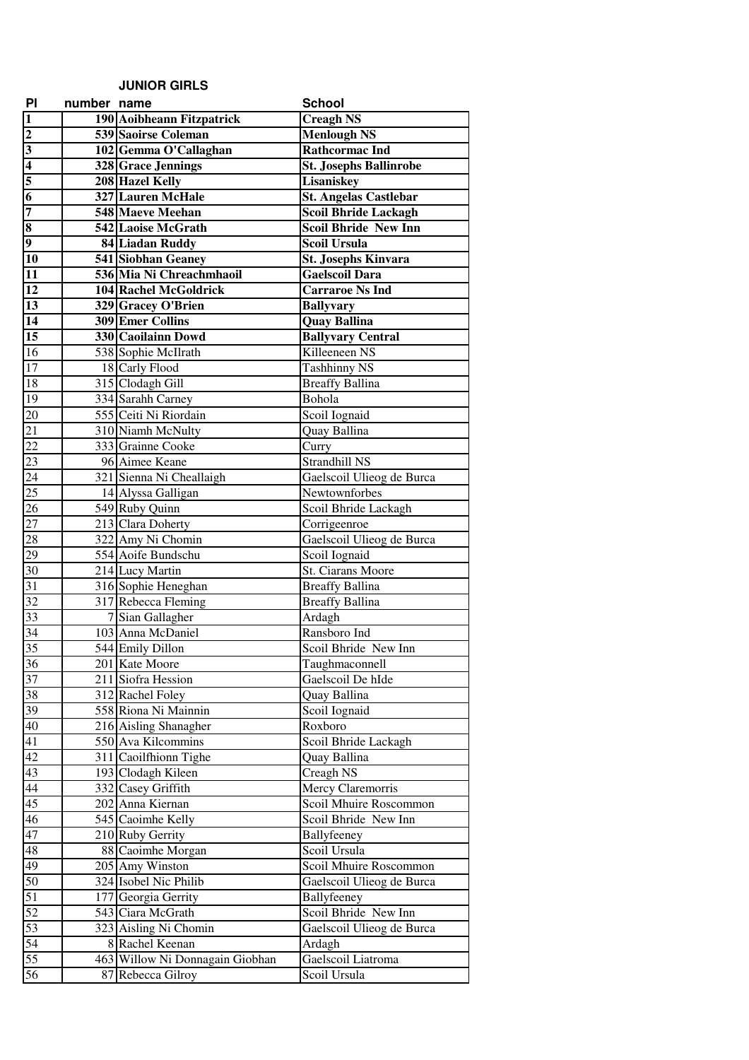**JUNIOR GIRLS**

| Pl | number | name | School |
|---|---|---|---|
| **1** | **190** | **Aoibheann Fitzpatrick** | **Creagh NS** |
| **2** | **539** | **Saoirse Coleman** | **Menlough NS** |
| **3** | **102** | **Gemma O'Callaghan** | **Rathcormac Ind** |
| **4** | **328** | **Grace Jennings** | **St. Josephs Ballinrobe** |
| **5** | **208** | **Hazel Kelly** | **Lisaniskey** |
| **6** | **327** | **Lauren McHale** | **St. Angelas Castlebar** |
| **7** | **548** | **Maeve Meehan** | **Scoil Bhride Lackagh** |
| **8** | **542** | **Laoise McGrath** | **Scoil Bhride New Inn** |
| **9** | **84** | **Liadan Ruddy** | **Scoil Ursula** |
| **10** | **541** | **Siobhan Geaney** | **St. Josephs Kinvara** |
| **11** | **536** | **Mia Ni Chreachmhaoil** | **Gaelscoil Dara** |
| **12** | **104** | **Rachel McGoldrick** | **Carraroe Ns Ind** |
| **13** | **329** | **Gracey O'Brien** | **Ballyvary** |
| **14** | **309** | **Emer Collins** | **Quay Ballina** |
| **15** | **330** | **Caoilainn Dowd** | **Ballyvary Central** |
| 16 | 538 | Sophie McIlrath | Killeeneen NS |
| 17 | 18 | Carly Flood | Tashhinny NS |
| 18 | 315 | Clodagh Gill | Breaffy Ballina |
| 19 | 334 | Sarahh Carney | Bohola |
| 20 | 555 | Ceiti Ni Riordain | Scoil Iognaid |
| 21 | 310 | Niamh McNulty | Quay Ballina |
| 22 | 333 | Grainne Cooke | Curry |
| 23 | 96 | Aimee Keane | Strandhill NS |
| 24 | 321 | Sienna Ni Cheallaigh | Gaelscoil Ulieog de Burca |
| 25 | 14 | Alyssa Galligan | Newtownforbes |
| 26 | 549 | Ruby Quinn | Scoil Bhride Lackagh |
| 27 | 213 | Clara Doherty | Corrigeenroe |
| 28 | 322 | Amy Ni Chomin | Gaelscoil Ulieog de Burca |
| 29 | 554 | Aoife Bundschu | Scoil Iognaid |
| 30 | 214 | Lucy Martin | St. Ciarans Moore |
| 31 | 316 | Sophie Heneghan | Breaffy Ballina |
| 32 | 317 | Rebecca Fleming | Breaffy Ballina |
| 33 | 7 | Sian Gallagher | Ardagh |
| 34 | 103 | Anna McDaniel | Ransboro Ind |
| 35 | 544 | Emily Dillon | Scoil Bhride New Inn |
| 36 | 201 | Kate Moore | Taughmaconnell |
| 37 | 211 | Siofra Hession | Gaelscoil De hIde |
| 38 | 312 | Rachel Foley | Quay Ballina |
| 39 | 558 | Riona Ni Mainnin | Scoil Iognaid |
| 40 | 216 | Aisling Shanagher | Roxboro |
| 41 | 550 | Ava Kilcommins | Scoil Bhride Lackagh |
| 42 | 311 | Caoilfhionn Tighe | Quay Ballina |
| 43 | 193 | Clodagh Kileen | Creagh NS |
| 44 | 332 | Casey Griffith | Mercy Claremorris |
| 45 | 202 | Anna Kiernan | Scoil Mhuire Roscommon |
| 46 | 545 | Caoimhe Kelly | Scoil Bhride New Inn |
| 47 | 210 | Ruby Gerrity | Ballyfeeney |
| 48 | 88 | Caoimhe Morgan | Scoil Ursula |
| 49 | 205 | Amy Winston | Scoil Mhuire Roscommon |
| 50 | 324 | Isobel Nic Philib | Gaelscoil Ulieog de Burca |
| 51 | 177 | Georgia Gerrity | Ballyfeeney |
| 52 | 543 | Ciara McGrath | Scoil Bhride New Inn |
| 53 | 323 | Aisling Ni Chomin | Gaelscoil Ulieog de Burca |
| 54 | 8 | Rachel Keenan | Ardagh |
| 55 | 463 | Willow Ni Donnagain Giobhan | Gaelscoil Liatroma |
| 56 | 87 | Rebecca Gilroy | Scoil Ursula |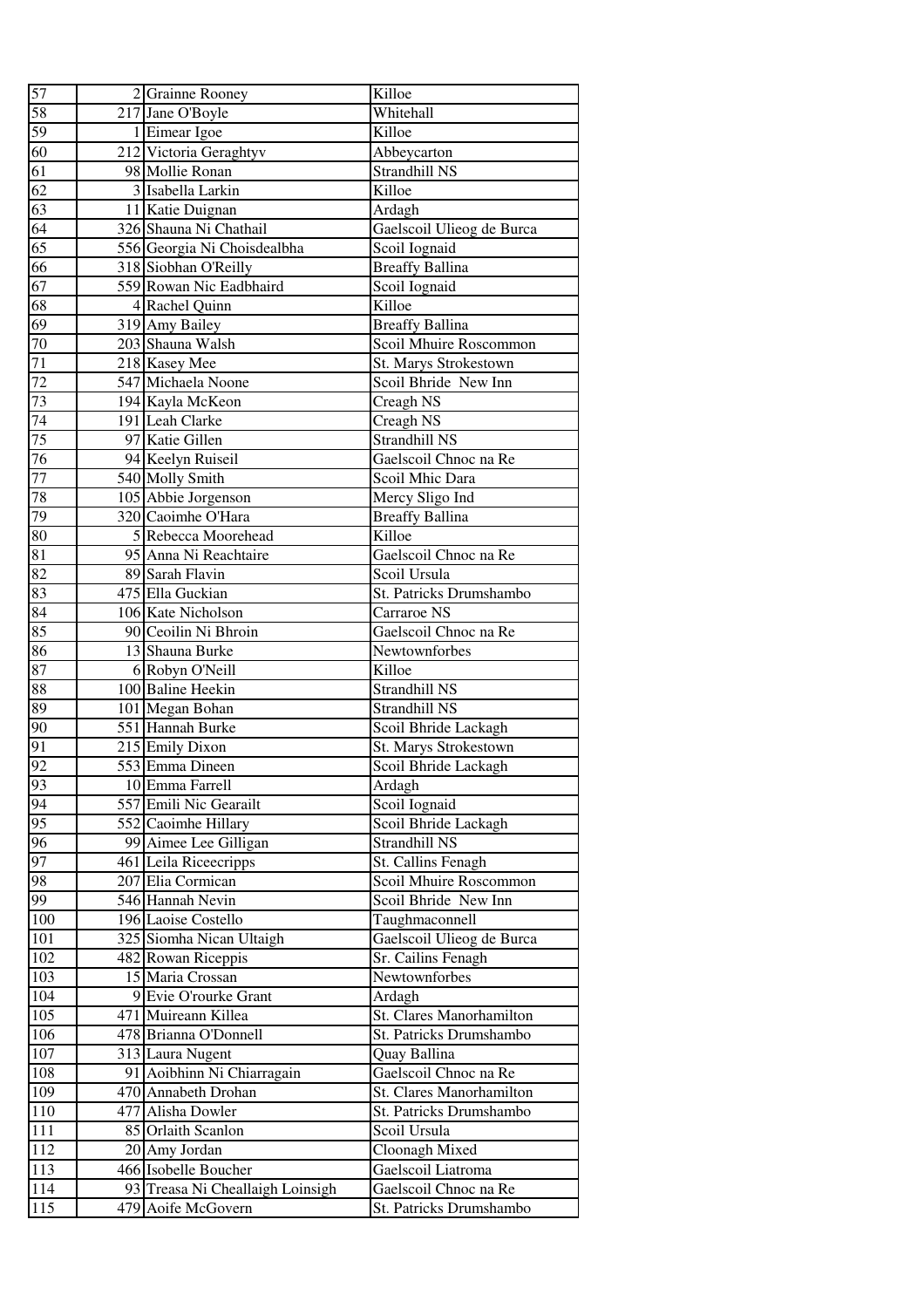| | | | |
|---|---|---|---|
| 57 | 2 | Grainne Rooney | Killoe |
| 58 | 217 | Jane O'Boyle | Whitehall |
| 59 | 1 | Eimear Igoe | Killoe |
| 60 | 212 | Victoria Geraghtyv | Abbeycarton |
| 61 | 98 | Mollie Ronan | Strandhill NS |
| 62 | 3 | Isabella Larkin | Killoe |
| 63 | 11 | Katie Duignan | Ardagh |
| 64 | 326 | Shauna Ni Chathail | Gaelscoil Ulieog de Burca |
| 65 | 556 | Georgia Ni Choisdealbha | Scoil Iognaid |
| 66 | 318 | Siobhan O'Reilly | Breaffy Ballina |
| 67 | 559 | Rowan Nic Eadbhaird | Scoil Iognaid |
| 68 | 4 | Rachel Quinn | Killoe |
| 69 | 319 | Amy Bailey | Breaffy Ballina |
| 70 | 203 | Shauna Walsh | Scoil Mhuire Roscommon |
| 71 | 218 | Kasey Mee | St. Marys Strokestown |
| 72 | 547 | Michaela Noone | Scoil Bhride New Inn |
| 73 | 194 | Kayla McKeon | Creagh NS |
| 74 | 191 | Leah Clarke | Creagh NS |
| 75 | 97 | Katie Gillen | Strandhill NS |
| 76 | 94 | Keelyn Ruiseil | Gaelscoil Chnoc na Re |
| 77 | 540 | Molly Smith | Scoil Mhic Dara |
| 78 | 105 | Abbie Jorgenson | Mercy Sligo Ind |
| 79 | 320 | Caoimhe O'Hara | Breaffy Ballina |
| 80 | 5 | Rebecca Moorehead | Killoe |
| 81 | 95 | Anna Ni Reachtaire | Gaelscoil Chnoc na Re |
| 82 | 89 | Sarah Flavin | Scoil Ursula |
| 83 | 475 | Ella Guckian | St. Patricks Drumshambo |
| 84 | 106 | Kate Nicholson | Carraroe NS |
| 85 | 90 | Ceoilin Ni Bhroin | Gaelscoil Chnoc na Re |
| 86 | 13 | Shauna Burke | Newtownforbes |
| 87 | 6 | Robyn O'Neill | Killoe |
| 88 | 100 | Baline Heekin | Strandhill NS |
| 89 | 101 | Megan Bohan | Strandhill NS |
| 90 | 551 | Hannah Burke | Scoil Bhride Lackagh |
| 91 | 215 | Emily Dixon | St. Marys Strokestown |
| 92 | 553 | Emma Dineen | Scoil Bhride Lackagh |
| 93 | 10 | Emma Farrell | Ardagh |
| 94 | 557 | Emili Nic Gearailt | Scoil Iognaid |
| 95 | 552 | Caoimhe Hillary | Scoil Bhride Lackagh |
| 96 | 99 | Aimee Lee Gilligan | Strandhill NS |
| 97 | 461 | Leila Riceecripps | St. Callins Fenagh |
| 98 | 207 | Elia Cormican | Scoil Mhuire Roscommon |
| 99 | 546 | Hannah Nevin | Scoil Bhride New Inn |
| 100 | 196 | Laoise Costello | Taughmaconnell |
| 101 | 325 | Siomha Nican Ultaigh | Gaelscoil Ulieog de Burca |
| 102 | 482 | Rowan Riceppis | Sr. Cailins Fenagh |
| 103 | 15 | Maria Crossan | Newtownforbes |
| 104 | 9 | Evie O'rourke Grant | Ardagh |
| 105 | 471 | Muireann Killea | St. Clares Manorhamilton |
| 106 | 478 | Brianna O'Donnell | St. Patricks Drumshambo |
| 107 | 313 | Laura Nugent | Quay Ballina |
| 108 | 91 | Aoibhinn Ni Chiarragain | Gaelscoil Chnoc na Re |
| 109 | 470 | Annabeth Drohan | St. Clares Manorhamilton |
| 110 | 477 | Alisha Dowler | St. Patricks Drumshambo |
| 111 | 85 | Orlaith Scanlon | Scoil Ursula |
| 112 | 20 | Amy Jordan | Cloonagh Mixed |
| 113 | 466 | Isobelle Boucher | Gaelscoil Liatroma |
| 114 | 93 | Treasa Ni Cheallaigh Loinsigh | Gaelscoil Chnoc na Re |
| 115 | 479 | Aoife McGovern | St. Patricks Drumshambo |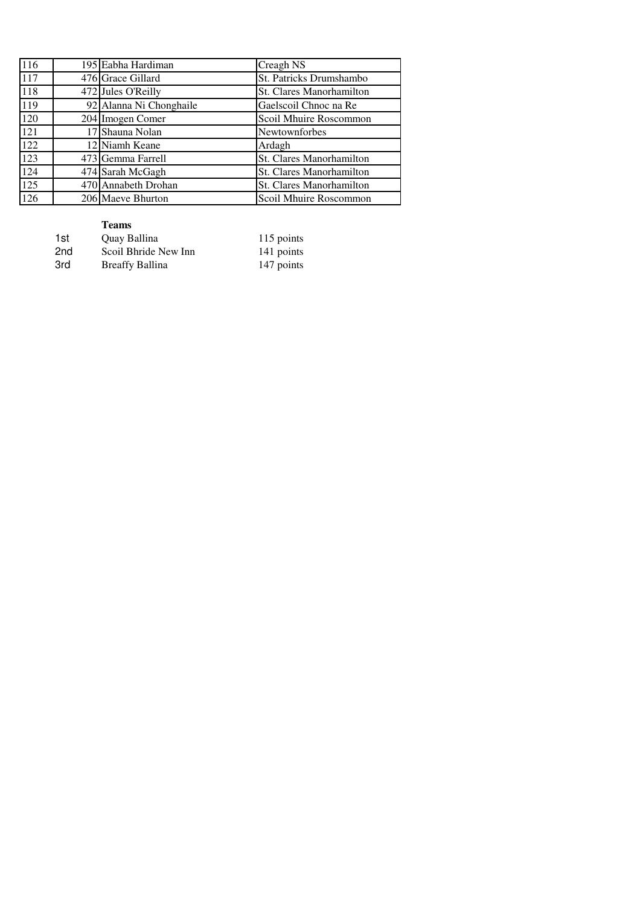| | | | |
|---|---|---|---|
| 116 | 195 | Eabha Hardiman | Creagh NS |
| 117 | 476 | Grace Gillard | St. Patricks Drumshambo |
| 118 | 472 | Jules O'Reilly | St. Clares Manorhamilton |
| 119 | 92 | Alanna Ni Chonghaile | Gaelscoil Chnoc na Re |
| 120 | 204 | Imogen Comer | Scoil Mhuire Roscommon |
| 121 | 17 | Shauna Nolan | Newtownforbes |
| 122 | 12 | Niamh Keane | Ardagh |
| 123 | 473 | Gemma Farrell | St. Clares Manorhamilton |
| 124 | 474 | Sarah McGagh | St. Clares Manorhamilton |
| 125 | 470 | Annabeth Drohan | St. Clares Manorhamilton |
| 126 | 206 | Maeve Bhurton | Scoil Mhuire Roscommon |

**Teams**

| | | |
|---|---|---|
| 1st | Quay Ballina | 115 points |
| 2nd | Scoil Bhride New Inn | 141 points |
| 3rd | Breaffy Ballina | 147 points |